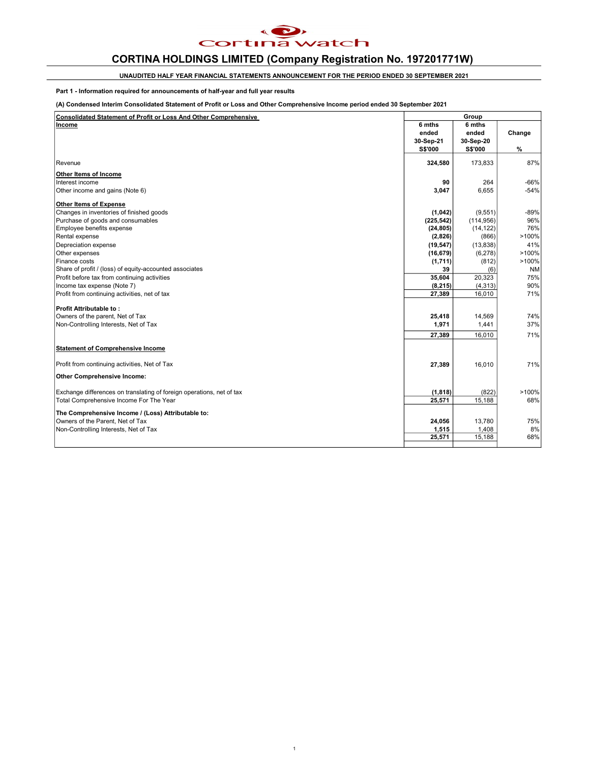# CORTINA HOLDINGS LIMITED (Company Registration No. 197201771W)

**UNAUDITED HALF YEAR FINANCIAL STATEMENTS ANNOUNCEMENT FOR THE PERIOD ENDED 30 SEPTEMBER 2021**

**Part 1 - Information required for announcements of half-year and full year results**

**(A) Condensed Interim Consolidated Statement of Profit or Loss and Other Comprehensive Income period ended 30 September 2021**

| Consolidated Statement of Profit or Loss And Other Comprehensive Income | Group | | |
|---|---|---|---|
| | 6 mths ended 30-Sep-21 S$'000 | 6 mths ended 30-Sep-20 S$'000 | Change % |
| Revenue | **324,580** | 173,833 | 87% |
| **Other Items of Income** | | | |
| Interest income | **90** | 264 | -66% |
| Other income and gains (Note 6) | **3,047** | 6,655 | -54% |
| **Other Items of Expense** | | | |
| Changes in inventories of finished goods | **(1,042)** | (9,551) | -89% |
| Purchase of goods and consumables | **(225,542)** | (114,956) | 96% |
| Employee benefits expense | **(24,805)** | (14,122) | 76% |
| Rental expense | **(2,826)** | (866) | >100% |
| Depreciation expense | **(19,547)** | (13,838) | 41% |
| Other expenses | **(16,679)** | (6,278) | >100% |
| Finance costs | **(1,711)** | (812) | >100% |
| Share of profit / (loss) of equity-accounted associates | **39** | (6) | NM |
| Profit before tax from continuing activities | **35,604** | 20,323 | 75% |
| Income tax expense (Note 7) | **(8,215)** | (4,313) | 90% |
| Profit from continuing activities, net of tax | **27,389** | 16,010 | 71% |
| **Profit Attributable to :** | | | |
| Owners of the parent, Net of Tax | **25,418** | 14,569 | 74% |
| Non-Controlling Interests, Net of Tax | **1,971** | 1,441 | 37% |
| | **27,389** | 16,010 | 71% |
| **Statement of Comprehensive Income** | | | |
| Profit from continuing activities, Net of Tax | **27,389** | 16,010 | 71% |
| **Other Comprehensive Income:** | | | |
| Exchange differences on translating of foreign operations, net of tax | **(1,818)** | (822) | >100% |
| Total Comprehensive Income For The Year | **25,571** | 15,188 | 68% |
| **The Comprehensive Income / (Loss) Attributable to:** | | | |
| Owners of the Parent, Net of Tax | **24,056** | 13,780 | 75% |
| Non-Controlling Interests, Net of Tax | **1,515** | 1,408 | 8% |
| | **25,571** | 15,188 | 68% |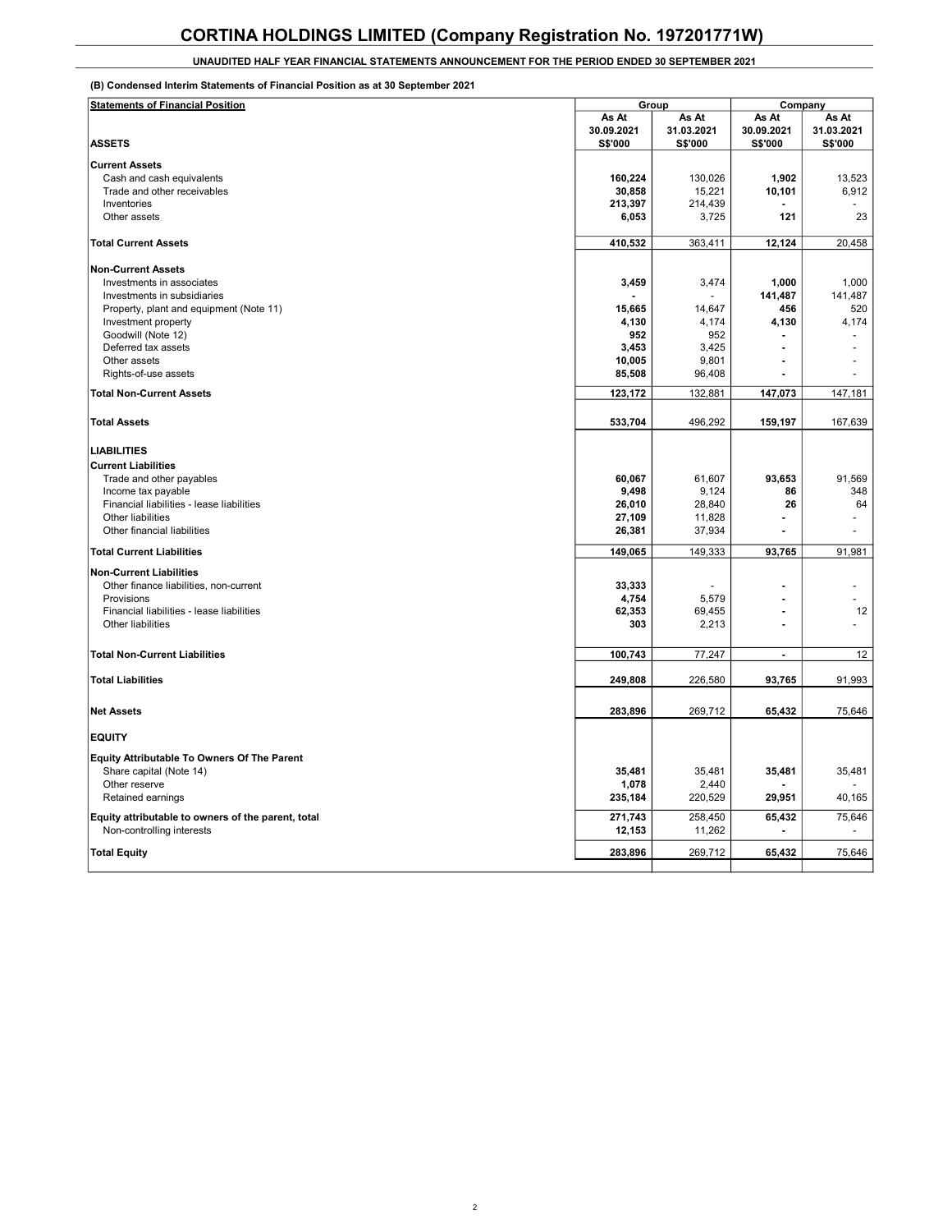# CORTINA HOLDINGS LIMITED (Company Registration No. 197201771W)

**UNAUDITED HALF YEAR FINANCIAL STATEMENTS ANNOUNCEMENT FOR THE PERIOD ENDED 30 SEPTEMBER 2021**

**(B) Condensed Interim Statements of Financial Position as at 30 September 2021**

| Statements of Financial Position | Group | | Company | |
|---|---|---|---|---|
| | As At 30.09.2021 | As At 31.03.2021 | As At 30.09.2021 | As At 31.03.2021 |
| **ASSETS** | **S$'000** | **S$'000** | **S$'000** | **S$'000** |
| **Current Assets** | | | | |
| Cash and cash equivalents | **160,224** | 130,026 | **1,902** | 13,523 |
| Trade and other receivables | **30,858** | 15,221 | **10,101** | 6,912 |
| Inventories | **213,397** | 214,439 | **-** | - |
| Other assets | **6,053** | 3,725 | **121** | 23 |
| **Total Current Assets** | **410,532** | 363,411 | **12,124** | 20,458 |
| **Non-Current Assets** | | | | |
| Investments in associates | **3,459** | 3,474 | **1,000** | 1,000 |
| Investments in subsidiaries | **-** | - | **141,487** | 141,487 |
| Property, plant and equipment (Note 11) | **15,665** | 14,647 | **456** | 520 |
| Investment property | **4,130** | 4,174 | **4,130** | 4,174 |
| Goodwill (Note 12) | **952** | 952 | **-** | - |
| Deferred tax assets | **3,453** | 3,425 | **-** | - |
| Other assets | **10,005** | 9,801 | **-** | - |
| Rights-of-use assets | **85,508** | 96,408 | **-** | - |
| **Total Non-Current Assets** | **123,172** | 132,881 | **147,073** | 147,181 |
| **Total Assets** | **533,704** | 496,292 | **159,197** | 167,639 |
| **LIABILITIES** | | | | |
| **Current Liabilities** | | | | |
| Trade and other payables | **60,067** | 61,607 | **93,653** | 91,569 |
| Income tax payable | **9,498** | 9,124 | **86** | 348 |
| Financial liabilities - lease liabilities | **26,010** | 28,840 | **26** | 64 |
| Other liabilities | **27,109** | 11,828 | **-** | - |
| Other financial liabilities | **26,381** | 37,934 | **-** | - |
| **Total Current Liabilities** | **149,065** | 149,333 | **93,765** | 91,981 |
| **Non-Current Liabilities** | | | | |
| Other finance liabilities, non-current | **33,333** | - | **-** | - |
| Provisions | **4,754** | 5,579 | **-** | - |
| Financial liabilities - lease liabilities | **62,353** | 69,455 | **-** | 12 |
| Other liabilities | **303** | 2,213 | **-** | - |
| **Total Non-Current Liabilities** | **100,743** | 77,247 | **-** | 12 |
| **Total Liabilities** | **249,808** | 226,580 | **93,765** | 91,993 |
| **Net Assets** | **283,896** | 269,712 | **65,432** | 75,646 |
| **EQUITY** | | | | |
| **Equity Attributable To Owners Of The Parent** | | | | |
| Share capital (Note 14) | **35,481** | 35,481 | **35,481** | 35,481 |
| Other reserve | **1,078** | 2,440 | **-** | - |
| Retained earnings | **235,184** | 220,529 | **29,951** | 40,165 |
| **Equity attributable to owners of the parent, total** | **271,743** | 258,450 | **65,432** | 75,646 |
| Non-controlling interests | **12,153** | 11,262 | **-** | - |
| **Total Equity** | **283,896** | 269,712 | **65,432** | 75,646 |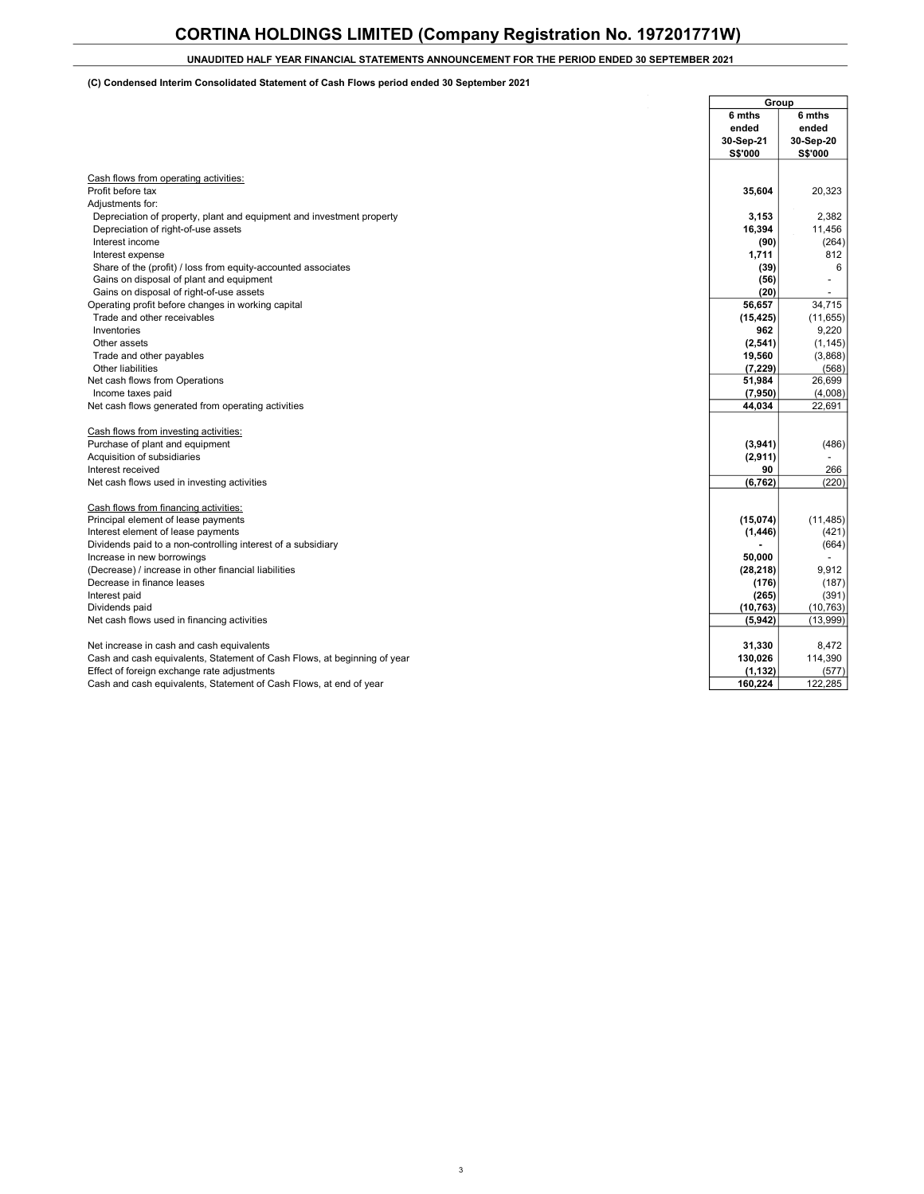# CORTINA HOLDINGS LIMITED (Company Registration No. 197201771W)

**UNAUDITED HALF YEAR FINANCIAL STATEMENTS ANNOUNCEMENT FOR THE PERIOD ENDED 30 SEPTEMBER 2021**

**(C) Condensed Interim Consolidated Statement of Cash Flows period ended 30 September 2021**

| | Group | |
|---|---|---|
| | **6 mths ended 30-Sep-21 S$'000** | **6 mths ended 30-Sep-20 S$'000** |
| Cash flows from operating activities: | | |
| Profit before tax | **35,604** | 20,323 |
| Adjustments for: | | |
| Depreciation of property, plant and equipment and investment property | **3,153** | 2,382 |
| Depreciation of right-of-use assets | **16,394** | 11,456 |
| Interest income | **(90)** | (264) |
| Interest expense | **1,711** | 812 |
| Share of the (profit) / loss from equity-accounted associates | **(39)** | 6 |
| Gains on disposal of plant and equipment | **(56)** | - |
| Gains on disposal of right-of-use assets | **(20)** | - |
| Operating profit before changes in working capital | **56,657** | 34,715 |
| Trade and other receivables | **(15,425)** | (11,655) |
| Inventories | **962** | 9,220 |
| Other assets | **(2,541)** | (1,145) |
| Trade and other payables | **19,560** | (3,868) |
| Other liabilities | **(7,229)** | (568) |
| Net cash flows from Operations | **51,984** | 26,699 |
| Income taxes paid | **(7,950)** | (4,008) |
| Net cash flows generated from operating activities | **44,034** | 22,691 |
| Cash flows from investing activities: | | |
| Purchase of plant and equipment | **(3,941)** | (486) |
| Acquisition of subsidiaries | **(2,911)** | - |
| Interest received | **90** | 266 |
| Net cash flows used in investing activities | **(6,762)** | (220) |
| Cash flows from financing activities: | | |
| Principal element of lease payments | **(15,074)** | (11,485) |
| Interest element of lease payments | **(1,446)** | (421) |
| Dividends paid to a non-controlling interest of a subsidiary | **-** | (664) |
| Increase in new borrowings | **50,000** | - |
| (Decrease) / increase in other financial liabilities | **(28,218)** | 9,912 |
| Decrease in finance leases | **(176)** | (187) |
| Interest paid | **(265)** | (391) |
| Dividends paid | **(10,763)** | (10,763) |
| Net cash flows used in financing activities | **(5,942)** | (13,999) |
| Net increase in cash and cash equivalents | **31,330** | 8,472 |
| Cash and cash equivalents, Statement of Cash Flows, at beginning of year | **130,026** | 114,390 |
| Effect of foreign exchange rate adjustments | **(1,132)** | (577) |
| Cash and cash equivalents, Statement of Cash Flows, at end of year | **160,224** | 122,285 |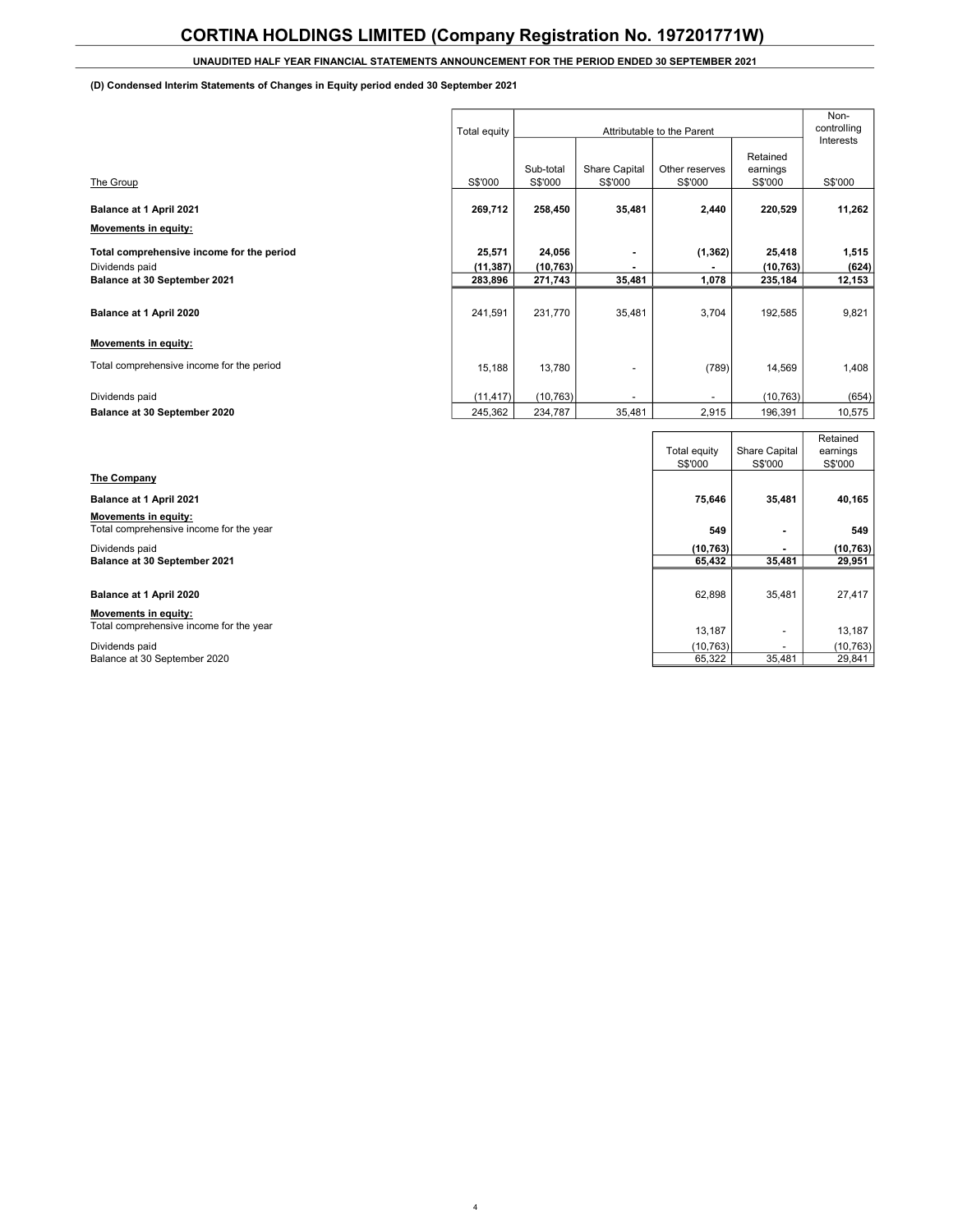**(D) Condensed Interim Statements of Changes in Equity period ended 30 September 2021**

| | Total equity | Attributable to the Parent | | | | Non-controlling Interests |
|---|---|---|---|---|---|---|
| | | Sub-total | Share Capital | Other reserves | Retained earnings | |
| The Group | S$'000 | S$'000 | S$'000 | S$'000 | S$'000 | S$'000 |
| **Balance at 1 April 2021** | **269,712** | **258,450** | **35,481** | **2,440** | **220,529** | **11,262** |
| **Movements in equity:** | | | | | | |
| **Total comprehensive income for the period** | **25,571** | **24,056** | **-** | **(1,362)** | **25,418** | **1,515** |
| Dividends paid | **(11,387)** | **(10,763)** | **-** | **-** | **(10,763)** | **(624)** |
| **Balance at 30 September 2021** | **283,896** | **271,743** | **35,481** | **1,078** | **235,184** | **12,153** |
| **Balance at 1 April 2020** | 241,591 | 231,770 | 35,481 | 3,704 | 192,585 | 9,821 |
| **Movements in equity:** | | | | | | |
| Total comprehensive income for the period | 15,188 | 13,780 | - | (789) | 14,569 | 1,408 |
| Dividends paid | (11,417) | (10,763) | - | - | (10,763) | (654) |
| **Balance at 30 September 2020** | 245,362 | 234,787 | 35,481 | 2,915 | 196,391 | 10,575 |

| | Total equity | Share Capital | Retained earnings |
|---|---|---|---|
| | S$'000 | S$'000 | S$'000 |
| **The Company** | | | |
| **Balance at 1 April 2021** | **75,646** | **35,481** | **40,165** |
| **Movements in equity:** | | | |
| Total comprehensive income for the year | **549** | **-** | **549** |
| Dividends paid | **(10,763)** | **-** | **(10,763)** |
| **Balance at 30 September 2021** | **65,432** | **35,481** | **29,951** |
| **Balance at 1 April 2020** | 62,898 | 35,481 | 27,417 |
| **Movements in equity:** | | | |
| Total comprehensive income for the year | 13,187 | - | 13,187 |
| Dividends paid | (10,763) | - | (10,763) |
| Balance at 30 September 2020 | 65,322 | 35,481 | 29,841 |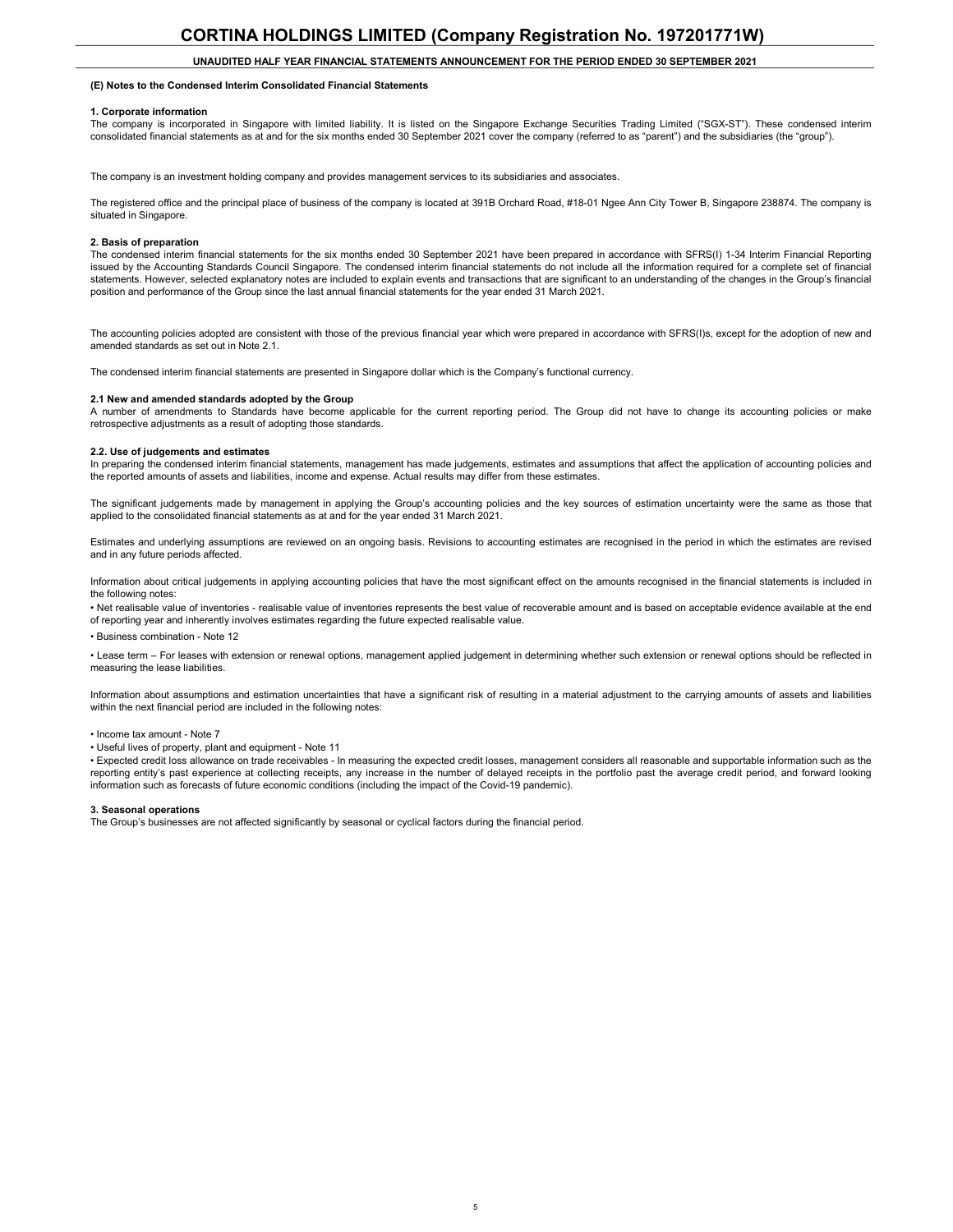### (E) Notes to the Condensed Interim Consolidated Financial Statements

**1. Corporate information**

The company is incorporated in Singapore with limited liability. It is listed on the Singapore Exchange Securities Trading Limited ("SGX-ST"). These condensed interim consolidated financial statements as at and for the six months ended 30 September 2021 cover the company (referred to as "parent") and the subsidiaries (the "group").

The company is an investment holding company and provides management services to its subsidiaries and associates.

The registered office and the principal place of business of the company is located at 391B Orchard Road, #18-01 Ngee Ann City Tower B, Singapore 238874. The company is situated in Singapore.

**2. Basis of preparation**

The condensed interim financial statements for the six months ended 30 September 2021 have been prepared in accordance with SFRS(I) 1-34 Interim Financial Reporting issued by the Accounting Standards Council Singapore. The condensed interim financial statements do not include all the information required for a complete set of financial statements. However, selected explanatory notes are included to explain events and transactions that are significant to an understanding of the changes in the Group's financial position and performance of the Group since the last annual financial statements for the year ended 31 March 2021.

The accounting policies adopted are consistent with those of the previous financial year which were prepared in accordance with SFRS(I)s, except for the adoption of new and amended standards as set out in Note 2.1.

The condensed interim financial statements are presented in Singapore dollar which is the Company's functional currency.

**2.1 New and amended standards adopted by the Group**

A number of amendments to Standards have become applicable for the current reporting period. The Group did not have to change its accounting policies or make retrospective adjustments as a result of adopting those standards.

**2.2. Use of judgements and estimates**

In preparing the condensed interim financial statements, management has made judgements, estimates and assumptions that affect the application of accounting policies and the reported amounts of assets and liabilities, income and expense. Actual results may differ from these estimates.

The significant judgements made by management in applying the Group's accounting policies and the key sources of estimation uncertainty were the same as those that applied to the consolidated financial statements as at and for the year ended 31 March 2021.

Estimates and underlying assumptions are reviewed on an ongoing basis. Revisions to accounting estimates are recognised in the period in which the estimates are revised and in any future periods affected.

Information about critical judgements in applying accounting policies that have the most significant effect on the amounts recognised in the financial statements is included in the following notes:

• Net realisable value of inventories - realisable value of inventories represents the best value of recoverable amount and is based on acceptable evidence available at the end of reporting year and inherently involves estimates regarding the future expected realisable value.

• Business combination - Note 12

• Lease term – For leases with extension or renewal options, management applied judgement in determining whether such extension or renewal options should be reflected in measuring the lease liabilities.

Information about assumptions and estimation uncertainties that have a significant risk of resulting in a material adjustment to the carrying amounts of assets and liabilities within the next financial period are included in the following notes:

• Income tax amount - Note 7

• Useful lives of property, plant and equipment - Note 11

• Expected credit loss allowance on trade receivables - In measuring the expected credit losses, management considers all reasonable and supportable information such as the reporting entity's past experience at collecting receipts, any increase in the number of delayed receipts in the portfolio past the average credit period, and forward looking information such as forecasts of future economic conditions (including the impact of the Covid-19 pandemic).

**3. Seasonal operations**

The Group's businesses are not affected significantly by seasonal or cyclical factors during the financial period.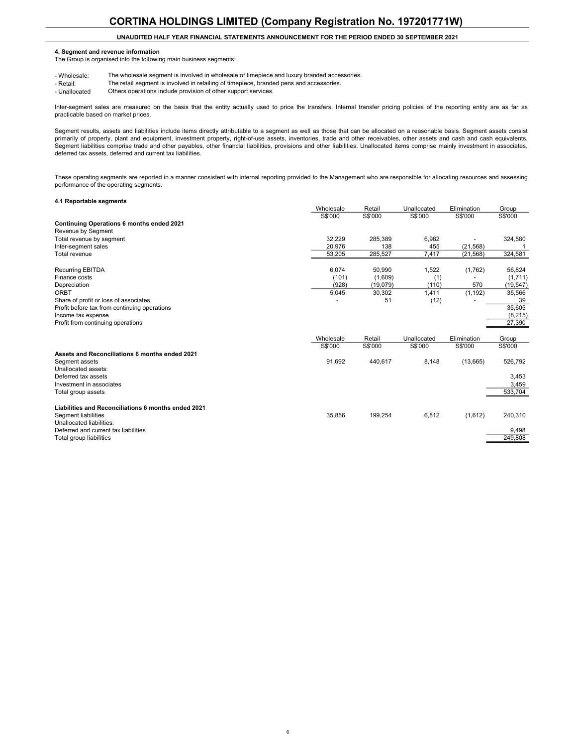### 4. Segment and revenue information

The Group is organised into the following main business segments:

- Wholesale: The wholesale segment is involved in wholesale of timepiece and luxury branded accessories.
- Retail: The retail segment is involved in retailing of timepiece, branded pens and accessories.
- Unallocated Others operations include provision of other support services.

Inter-segment sales are measured on the basis that the entity actually used to price the transfers. Internal transfer pricing policies of the reporting entity are as far as practicable based on market prices.

Segment results, assets and liabilities include items directly attributable to a segment as well as those that can be allocated on a reasonable basis. Segment assets consist primarily of property, plant and equipment, investment property, right-of-use assets, inventories, trade and other receivables, other assets and cash and cash equivalents. Segment liabilities comprise trade and other payables, other financial liabilities, provisions and other liabilities. Unallocated items comprise mainly investment in associates, deferred tax assets, deferred and current tax liabilities.

These operating segments are reported in a manner consistent with internal reporting provided to the Management who are responsible for allocating resources and assessing performance of the operating segments.

#### 4.1 Reportable segments

| | Wholesale | Retail | Unallocated | Elimination | Group |
|---|---|---|---|---|---|
| | S$'000 | S$'000 | S$'000 | S$'000 | S$'000 |
| **Continuing Operations 6 months ended 2021** | | | | | |
| Revenue by Segment | | | | | |
| Total revenue by segment | 32,229 | 285,389 | 6,962 | - | 324,580 |
| Inter-segment sales | 20,976 | 138 | 455 | (21,568) | 1 |
| Total revenue | 53,205 | 285,527 | 7,417 | (21,568) | 324,581 |
| | | | | | |
| Recurring EBITDA | 6,074 | 50,990 | 1,522 | (1,762) | 56,824 |
| Finance costs | (101) | (1,609) | (1) | - | (1,711) |
| Depreciation | (928) | (19,079) | (110) | 570 | (19,547) |
| ORBT | 5,045 | 30,302 | 1,411 | (1,192) | 35,566 |
| Share of profit or loss of associates | - | 51 | (12) | - | 39 |
| Profit before tax from continuing operations | | | | | 35,605 |
| Income tax expense | | | | | (8,215) |
| Profit from continuing operations | | | | | 27,390 |

| | Wholesale | Retail | Unallocated | Elimination | Group |
|---|---|---|---|---|---|
| | S$'000 | S$'000 | S$'000 | S$'000 | S$'000 |
| **Assets and Reconciliations 6 months ended 2021** | | | | | |
| Segment assets | 91,692 | 440,617 | 8,148 | (13,665) | 526,792 |
| Unallocated assets: | | | | | |
| Deferred tax assets | | | | | 3,453 |
| Investment in associates | | | | | 3,459 |
| Total group assets | | | | | 533,704 |
| | | | | | |
| **Liabilities and Reconciliations 6 months ended 2021** | | | | | |
| Segment liabilities | 35,856 | 199,254 | 6,812 | (1,612) | 240,310 |
| Unallocated liabilities: | | | | | |
| Deferred and current tax liabilities | | | | | 9,498 |
| Total group liabilities | | | | | 249,808 |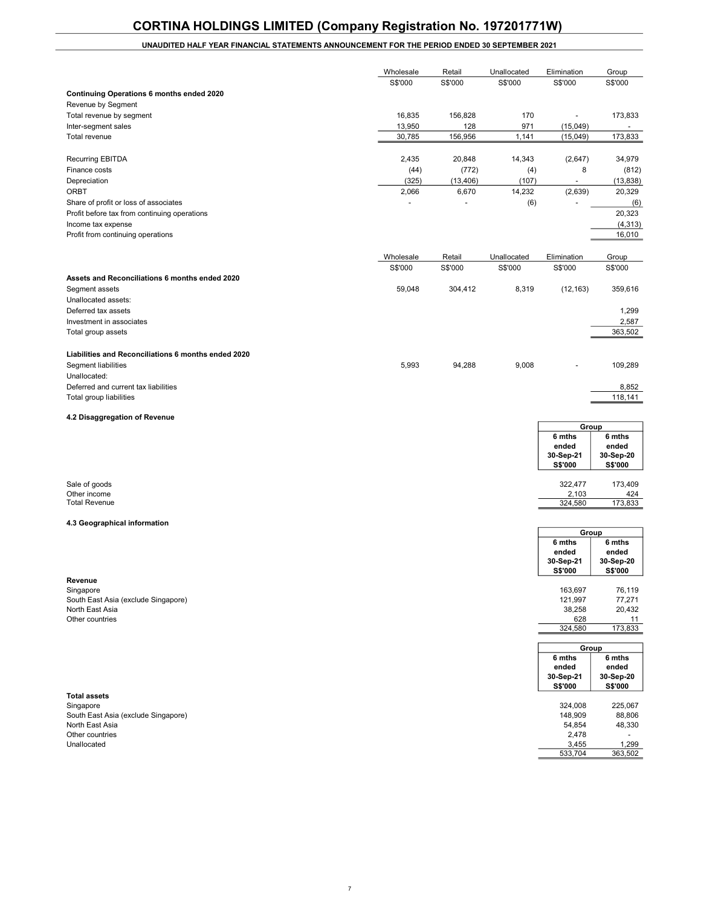| | Wholesale | Retail | Unallocated | Elimination | Group |
|---|---|---|---|---|---|
| | S$'000 | S$'000 | S$'000 | S$'000 | S$'000 |
| **Continuing Operations 6 months ended 2020** | | | | | |
| Revenue by Segment | | | | | |
| Total revenue by segment | 16,835 | 156,828 | 170 | - | 173,833 |
| Inter-segment sales | 13,950 | 128 | 971 | (15,049) | - |
| Total revenue | 30,785 | 156,956 | 1,141 | (15,049) | 173,833 |
| | | | | | |
| Recurring EBITDA | 2,435 | 20,848 | 14,343 | (2,647) | 34,979 |
| Finance costs | (44) | (772) | (4) | 8 | (812) |
| Depreciation | (325) | (13,406) | (107) | - | (13,838) |
| ORBT | 2,066 | 6,670 | 14,232 | (2,639) | 20,329 |
| Share of profit or loss of associates | - | - | (6) | - | (6) |
| Profit before tax from continuing operations | | | | | 20,323 |
| Income tax expense | | | | | (4,313) |
| Profit from continuing operations | | | | | 16,010 |

| | Wholesale | Retail | Unallocated | Elimination | Group |
|---|---|---|---|---|---|
| | S$'000 | S$'000 | S$'000 | S$'000 | S$'000 |
| **Assets and Reconciliations 6 months ended 2020** | | | | | |
| Segment assets | 59,048 | 304,412 | 8,319 | (12,163) | 359,616 |
| Unallocated assets: | | | | | |
| Deferred tax assets | | | | | 1,299 |
| Investment in associates | | | | | 2,587 |
| Total group assets | | | | | 363,502 |
| | | | | | |
| **Liabilities and Reconciliations 6 months ended 2020** | | | | | |
| Segment liabilities | 5,993 | 94,288 | 9,008 | - | 109,289 |
| Unallocated: | | | | | |
| Deferred and current tax liabilities | | | | | 8,852 |
| Total group liabilities | | | | | 118,141 |

**4.2 Disaggregation of Revenue**

| | Group | |
|---|---|---|
| | 6 mths ended 30-Sep-21 S$'000 | 6 mths ended 30-Sep-20 S$'000 |
| Sale of goods | 322,477 | 173,409 |
| Other income | 2,103 | 424 |
| Total Revenue | 324,580 | 173,833 |

**4.3 Geographical information**

| | Group | |
|---|---|---|
| | 6 mths ended 30-Sep-21 S$'000 | 6 mths ended 30-Sep-20 S$'000 |
| **Revenue** | | |
| Singapore | 163,697 | 76,119 |
| South East Asia (exclude Singapore) | 121,997 | 77,271 |
| North East Asia | 38,258 | 20,432 |
| Other countries | 628 | 11 |
| | 324,580 | 173,833 |

| | Group | |
|---|---|---|
| | 6 mths ended 30-Sep-21 S$'000 | 6 mths ended 30-Sep-20 S$'000 |
| **Total assets** | | |
| Singapore | 324,008 | 225,067 |
| South East Asia (exclude Singapore) | 148,909 | 88,806 |
| North East Asia | 54,854 | 48,330 |
| Other countries | 2,478 | - |
| Unallocated | 3,455 | 1,299 |
| | 533,704 | 363,502 |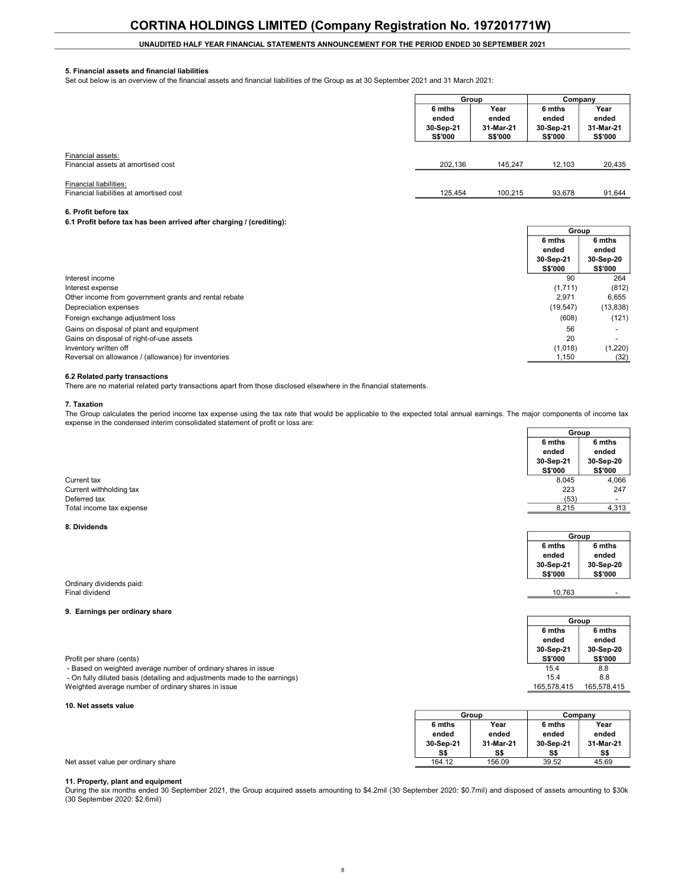#### 5. Financial assets and financial liabilities

Set out below is an overview of the financial assets and financial liabilities of the Group as at 30 September 2021 and 31 March 2021:

| | Group | | Company | |
|---|---|---|---|---|
| | 6 mths ended 30-Sep-21 S$'000 | Year ended 31-Mar-21 S$'000 | 6 mths ended 30-Sep-21 S$'000 | Year ended 31-Mar-21 S$'000 |
| Financial assets: | | | | |
| Financial assets at amortised cost | 202,136 | 145,247 | 12,103 | 20,435 |
| Financial liabilities: | | | | |
| Financial liabilities at amortised cost | 125,454 | 100,215 | 93,678 | 91,644 |

#### 6. Profit before tax

**6.1 Profit before tax has been arrived after charging / (crediting):**

| | Group | |
|---|---|---|
| | 6 mths ended 30-Sep-21 S$'000 | 6 mths ended 30-Sep-20 S$'000 |
| Interest income | 90 | 264 |
| Interest expense | (1,711) | (812) |
| Other income from government grants and rental rebate | 2,971 | 6,655 |
| Depreciation expenses | (19,547) | (13,838) |
| Foreign exchange adjustment loss | (608) | (121) |
| Gains on disposal of plant and equipment | 56 | - |
| Gains on disposal of right-of-use assets | 20 | - |
| Inventory written off | (1,018) | (1,220) |
| Reversal on allowance / (allowance) for inventories | 1,150 | (32) |

**6.2 Related party transactions**

There are no material related party transactions apart from those disclosed elsewhere in the financial statements.

#### 7. Taxation

The Group calculates the period income tax expense using the tax rate that would be applicable to the expected total annual earnings. The major components of income tax expense in the condensed interim consolidated statement of profit or loss are:

| | Group | |
|---|---|---|
| | 6 mths ended 30-Sep-21 S$'000 | 6 mths ended 30-Sep-20 S$'000 |
| Current tax | 8,045 | 4,066 |
| Current withholding tax | 223 | 247 |
| Deferred tax | (53) | - |
| Total income tax expense | 8,215 | 4,313 |

#### 8. Dividends

| | Group | |
|---|---|---|
| | 6 mths ended 30-Sep-21 S$'000 | 6 mths ended 30-Sep-20 S$'000 |
| Ordinary dividends paid: | | |
| Final dividend | 10,763 | - |

#### 9. Earnings per ordinary share

| | Group | |
|---|---|---|
| | 6 mths ended 30-Sep-21 S$'000 | 6 mths ended 30-Sep-20 S$'000 |
| Profit per share (cents) | | |
| - Based on weighted average number of ordinary shares in issue | 15.4 | 8.8 |
| - On fully diluted basis (detailing and adjustments made to the earnings) | 15.4 | 8.8 |
| Weighted average number of ordinary shares in issue | 165,578,415 | 165,578,415 |

#### 10. Net assets value

| | Group | | Company | |
|---|---|---|---|---|
| | 6 mths ended 30-Sep-21 S$ | Year ended 31-Mar-21 S$ | 6 mths ended 30-Sep-21 S$ | Year ended 31-Mar-21 S$ |
| Net asset value per ordinary share | 164.12 | 156.09 | 39.52 | 45.69 |

#### 11. Property, plant and equipment

During the six months ended 30 September 2021, the Group acquired assets amounting to $4.2mil (30 September 2020: $0.7mil) and disposed of assets amounting to $30k (30 September 2020: $2.6mil)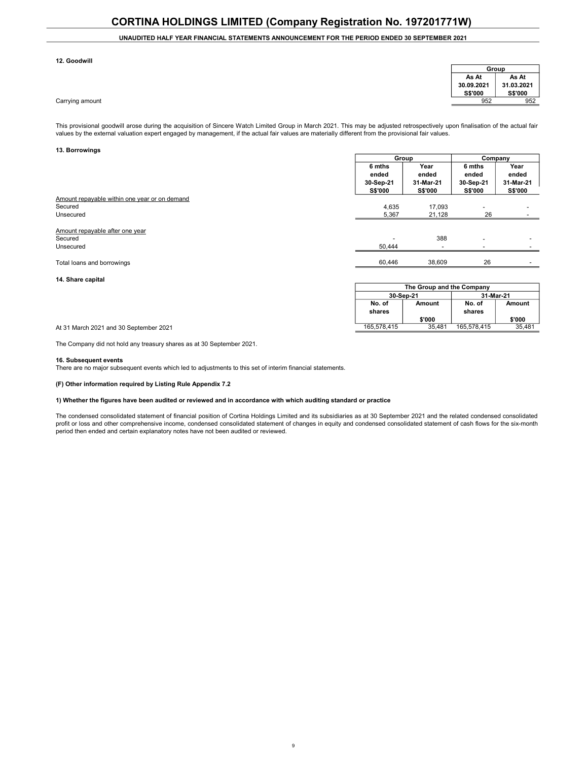### 12. Goodwill

| | Group | |
|---|---|---|
| | As At 30.09.2021 S$'000 | As At 31.03.2021 S$'000 |
| Carrying amount | 952 | 952 |

This provisional goodwill arose during the acquisition of Sincere Watch Limited Group in March 2021. This may be adjusted retrospectively upon finalisation of the actual fair values by the external valuation expert engaged by management, if the actual fair values are materially different from the provisional fair values.

### 13. Borrowings

| | Group | | Company | |
|---|---|---|---|---|
| | 6 mths ended 30-Sep-21 S$'000 | Year ended 31-Mar-21 S$'000 | 6 mths ended 30-Sep-21 S$'000 | Year ended 31-Mar-21 S$'000 |
| Amount repayable within one year or on demand | | | | |
| Secured | 4,635 | 17,093 | - | - |
| Unsecured | 5,367 | 21,128 | 26 | - |
| Amount repayable after one year | | | | |
| Secured | - | 388 | - | - |
| Unsecured | 50,444 | - | - | - |
| Total loans and borrowings | 60,446 | 38,609 | 26 | - |

### 14. Share capital

| | The Group and the Company | | | |
|---|---|---|---|---|
| | 30-Sep-21 | | 31-Mar-21 | |
| | No. of shares | Amount $'000 | No. of shares | Amount $'000 |
| At 31 March 2021 and 30 September 2021 | 165,578,415 | 35,481 | 165,578,415 | 35,481 |

The Company did not hold any treasury shares as at 30 September 2021.

### 16. Subsequent events

There are no major subsequent events which led to adjustments to this set of interim financial statements.

### (F) Other information required by Listing Rule Appendix 7.2

**1) Whether the figures have been audited or reviewed and in accordance with which auditing standard or practice**

The condensed consolidated statement of financial position of Cortina Holdings Limited and its subsidiaries as at 30 September 2021 and the related condensed consolidated profit or loss and other comprehensive income, condensed consolidated statement of changes in equity and condensed consolidated statement of cash flows for the six-month period then ended and certain explanatory notes have not been audited or reviewed.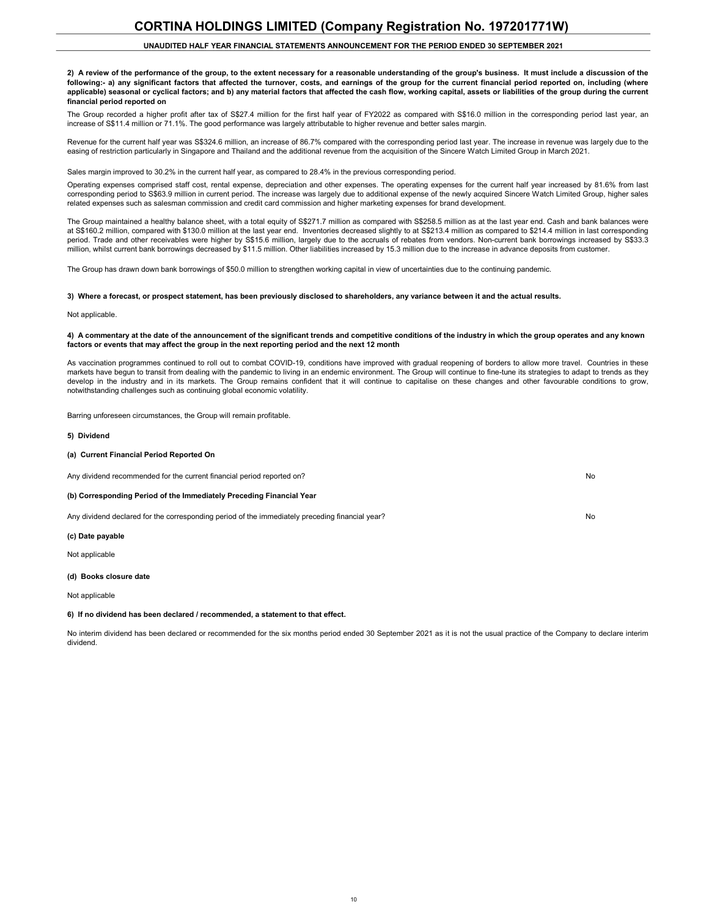**2) A review of the performance of the group, to the extent necessary for a reasonable understanding of the group's business. It must include a discussion of the following:- a) any significant factors that affected the turnover, costs, and earnings of the group for the current financial period reported on, including (where applicable) seasonal or cyclical factors; and b) any material factors that affected the cash flow, working capital, assets or liabilities of the group during the current financial period reported on**

The Group recorded a higher profit after tax of S$27.4 million for the first half year of FY2022 as compared with S$16.0 million in the corresponding period last year, an increase of S$11.4 million or 71.1%. The good performance was largely attributable to higher revenue and better sales margin.

Revenue for the current half year was S$324.6 million, an increase of 86.7% compared with the corresponding period last year. The increase in revenue was largely due to the easing of restriction particularly in Singapore and Thailand and the additional revenue from the acquisition of the Sincere Watch Limited Group in March 2021.

Sales margin improved to 30.2% in the current half year, as compared to 28.4% in the previous corresponding period.

Operating expenses comprised staff cost, rental expense, depreciation and other expenses. The operating expenses for the current half year increased by 81.6% from last corresponding period to S$63.9 million in current period. The increase was largely due to additional expense of the newly acquired Sincere Watch Limited Group, higher sales related expenses such as salesman commission and credit card commission and higher marketing expenses for brand development.

The Group maintained a healthy balance sheet, with a total equity of S$271.7 million as compared with S$258.5 million as at the last year end. Cash and bank balances were at S$160.2 million, compared with $130.0 million at the last year end. Inventories decreased slightly to at S$213.4 million as compared to S$214.4 million in last corresponding period. Trade and other receivables were higher by S$15.6 million, largely due to the accruals of rebates from vendors. Non-current bank borrowings increased by S$33.3 million, whilst current bank borrowings decreased by $11.5 million. Other liabilities increased by 15.3 million due to the increase in advance deposits from customer.

The Group has drawn down bank borrowings of $50.0 million to strengthen working capital in view of uncertainties due to the continuing pandemic.

**3) Where a forecast, or prospect statement, has been previously disclosed to shareholders, any variance between it and the actual results.**

Not applicable.

**4) A commentary at the date of the announcement of the significant trends and competitive conditions of the industry in which the group operates and any known factors or events that may affect the group in the next reporting period and the next 12 month**

As vaccination programmes continued to roll out to combat COVID-19, conditions have improved with gradual reopening of borders to allow more travel. Countries in these markets have begun to transit from dealing with the pandemic to living in an endemic environment. The Group will continue to fine-tune its strategies to adapt to trends as they develop in the industry and in its markets. The Group remains confident that it will continue to capitalise on these changes and other favourable conditions to grow, notwithstanding challenges such as continuing global economic volatility.

Barring unforeseen circumstances, the Group will remain profitable.

**5) Dividend**

**(a) Current Financial Period Reported On**

Any dividend recommended for the current financial period reported on? No

**(b) Corresponding Period of the Immediately Preceding Financial Year**

Any dividend declared for the corresponding period of the immediately preceding financial year? No

**(c) Date payable**

Not applicable

**(d) Books closure date**

Not applicable

**6) If no dividend has been declared / recommended, a statement to that effect.**

No interim dividend has been declared or recommended for the six months period ended 30 September 2021 as it is not the usual practice of the Company to declare interim dividend.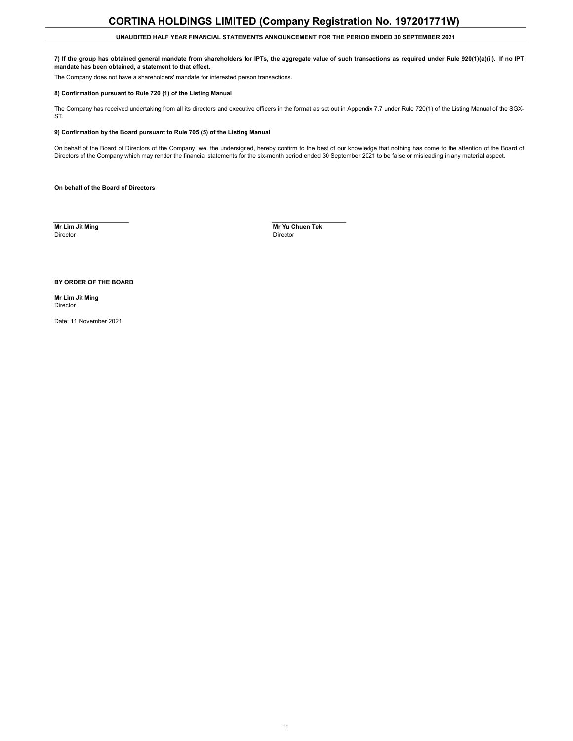**7) If the group has obtained general mandate from shareholders for IPTs, the aggregate value of such transactions as required under Rule 920(1)(a)(ii). If no IPT mandate has been obtained, a statement to that effect.**

The Company does not have a shareholders' mandate for interested person transactions.

**8) Confirmation pursuant to Rule 720 (1) of the Listing Manual**

The Company has received undertaking from all its directors and executive officers in the format as set out in Appendix 7.7 under Rule 720(1) of the Listing Manual of the SGX-ST.

**9) Confirmation by the Board pursuant to Rule 705 (5) of the Listing Manual**

On behalf of the Board of Directors of the Company, we, the undersigned, hereby confirm to the best of our knowledge that nothing has come to the attention of the Board of Directors of the Company which may render the financial statements for the six-month period ended 30 September 2021 to be false or misleading in any material aspect.

**On behalf of the Board of Directors**

| | |
|---|---|
| **Mr Lim Jit Ming** | **Mr Yu Chuen Tek** |
| Director | Director |

**BY ORDER OF THE BOARD**

**Mr Lim Jit Ming**
Director

Date: 11 November 2021